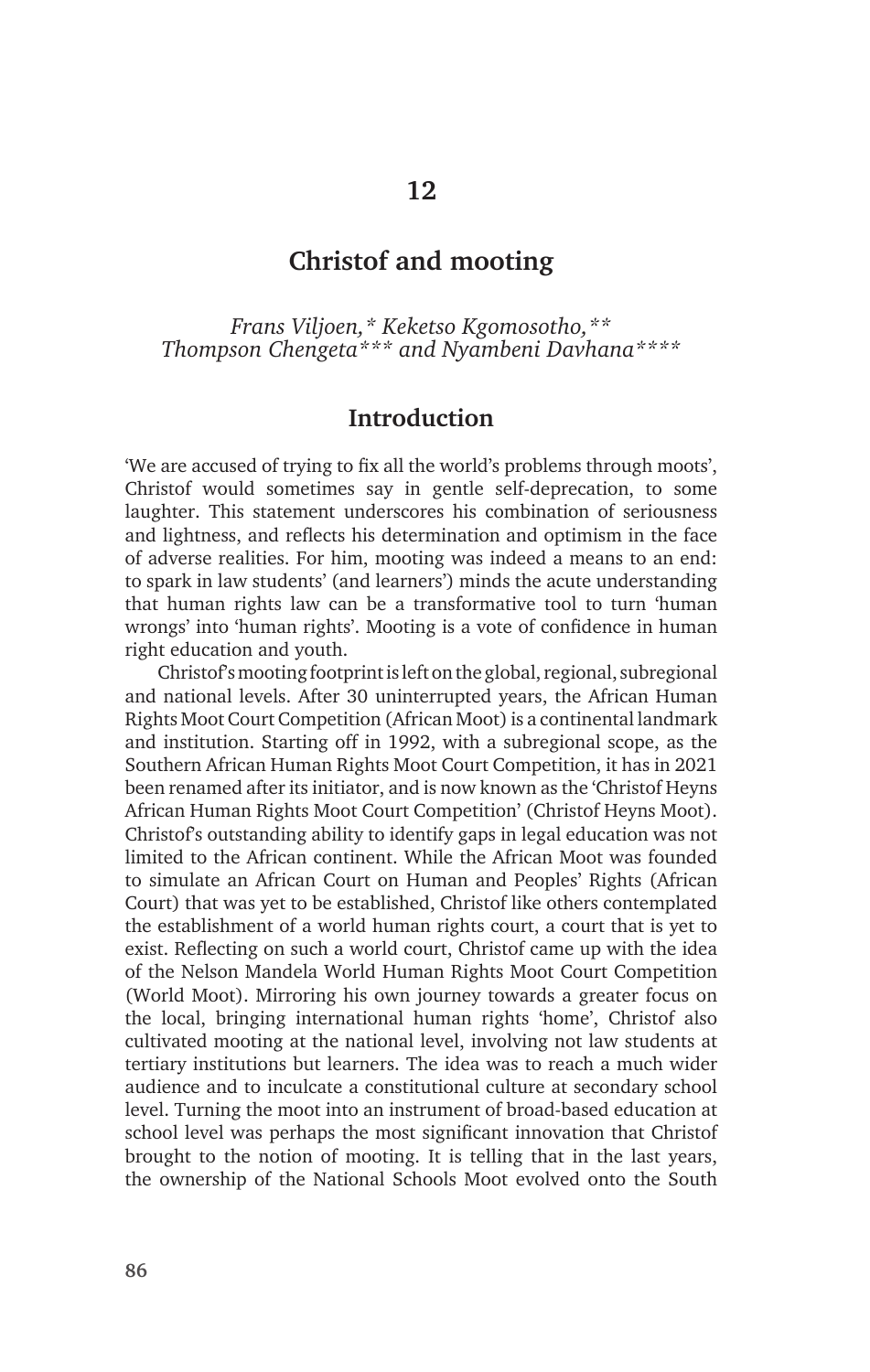# 12

# Christof and mooting

*Frans Viljoen,\* Keketso Kgomosotho,\*\* Thompson Chengeta\*\*\* and Nyambeni Davhana\*\*\*\**

## Introduction

'We are accused of trying to fix all the world's problems through moots', Christof would sometimes say in gentle self-deprecation, to some laughter. This statement underscores his combination of seriousness and lightness, and reflects his determination and optimism in the face of adverse realities. For him, mooting was indeed a means to an end: to spark in law students' (and learners') minds the acute understanding that human rights law can be a transformative tool to turn 'human wrongs' into 'human rights'. Mooting is a vote of confidence in human right education and youth.

Christof's mooting footprint is left on the global, regional, subregional and national levels. After 30 uninterrupted years, the African Human Rights Moot Court Competition (African Moot) is a continental landmark and institution. Starting off in 1992, with a subregional scope, as the Southern African Human Rights Moot Court Competition, it has in 2021 been renamed after its initiator, and is now known as the 'Christof Heyns African Human Rights Moot Court Competition' (Christof Heyns Moot). Christof's outstanding ability to identify gaps in legal education was not limited to the African continent. While the African Moot was founded to simulate an African Court on Human and Peoples' Rights (African Court) that was yet to be established, Christof like others contemplated the establishment of a world human rights court, a court that is yet to exist. Reflecting on such a world court, Christof came up with the idea of the Nelson Mandela World Human Rights Moot Court Competition (World Moot). Mirroring his own journey towards a greater focus on the local, bringing international human rights 'home', Christof also cultivated mooting at the national level, involving not law students at tertiary institutions but learners. The idea was to reach a much wider audience and to inculcate a constitutional culture at secondary school level. Turning the moot into an instrument of broad-based education at school level was perhaps the most significant innovation that Christof brought to the notion of mooting. It is telling that in the last years, the ownership of the National Schools Moot evolved onto the South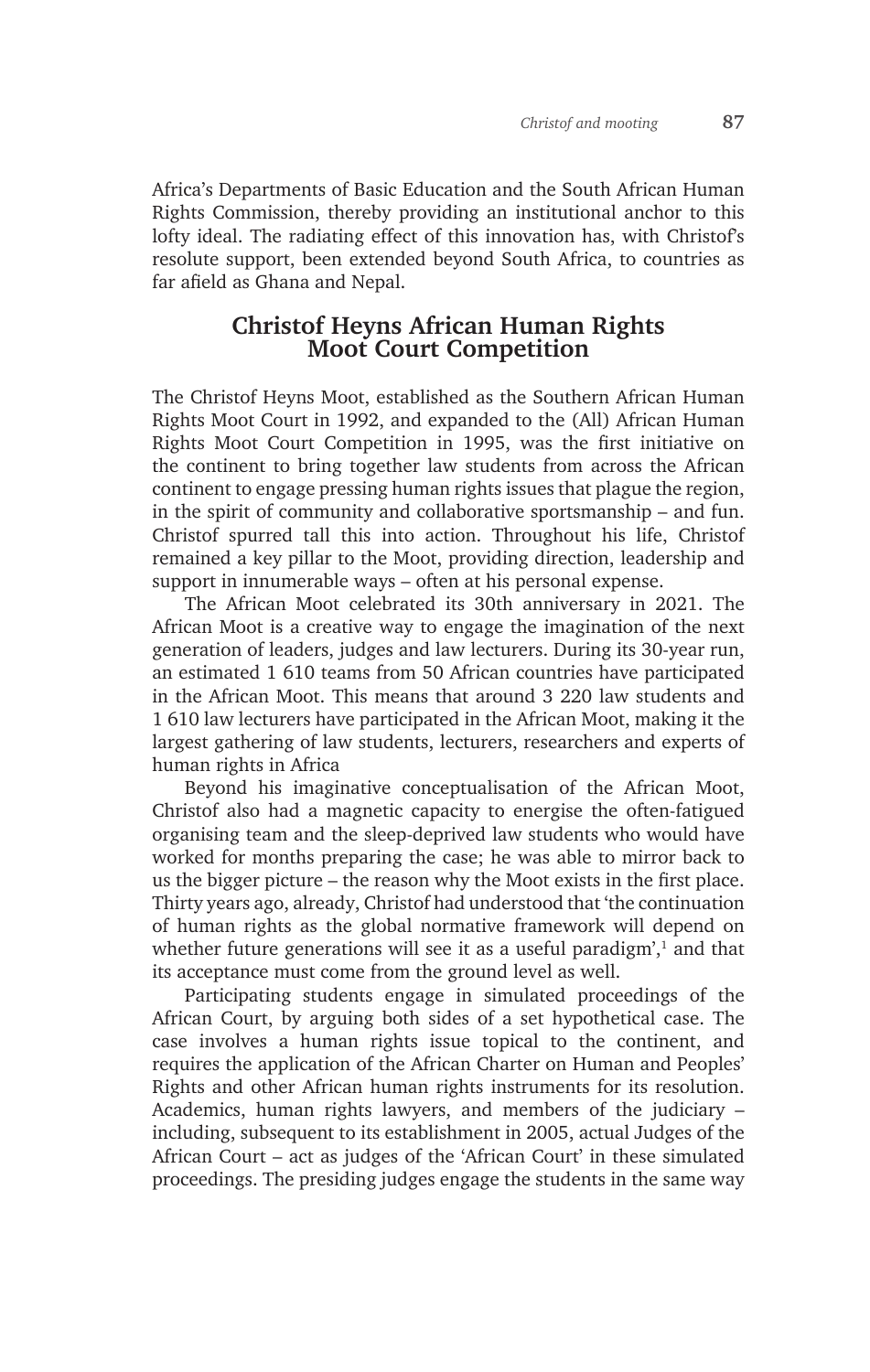Africa's Departments of Basic Education and the South African Human Rights Commission, thereby providing an institutional anchor to this lofty ideal. The radiating effect of this innovation has, with Christof's resolute support, been extended beyond South Africa, to countries as far afield as Ghana and Nepal.

## Christof Heyns African Human Rights Moot Court Competition

The Christof Heyns Moot, established as the Southern African Human Rights Moot Court in 1992, and expanded to the (All) African Human Rights Moot Court Competition in 1995, was the first initiative on the continent to bring together law students from across the African continent to engage pressing human rights issues that plague the region, in the spirit of community and collaborative sportsmanship – and fun. Christof spurred tall this into action. Throughout his life, Christof remained a key pillar to the Moot, providing direction, leadership and support in innumerable ways – often at his personal expense.

The African Moot celebrated its 30th anniversary in 2021. The African Moot is a creative way to engage the imagination of the next generation of leaders, judges and law lecturers. During its 30-year run, an estimated 1 610 teams from 50 African countries have participated in the African Moot. This means that around 3 220 law students and 1 610 law lecturers have participated in the African Moot, making it the largest gathering of law students, lecturers, researchers and experts of human rights in Africa

Beyond his imaginative conceptualisation of the African Moot, Christof also had a magnetic capacity to energise the often-fatigued organising team and the sleep-deprived law students who would have worked for months preparing the case; he was able to mirror back to us the bigger picture – the reason why the Moot exists in the first place. Thirty years ago, already, Christof had understood that 'the continuation of human rights as the global normative framework will depend on whether future generations will see it as a useful paradigm',[1] and that its acceptance must come from the ground level as well.

Participating students engage in simulated proceedings of the African Court, by arguing both sides of a set hypothetical case. The case involves a human rights issue topical to the continent, and requires the application of the African Charter on Human and Peoples' Rights and other African human rights instruments for its resolution. Academics, human rights lawyers, and members of the judiciary – including, subsequent to its establishment in 2005, actual Judges of the African Court – act as judges of the 'African Court' in these simulated proceedings. The presiding judges engage the students in the same way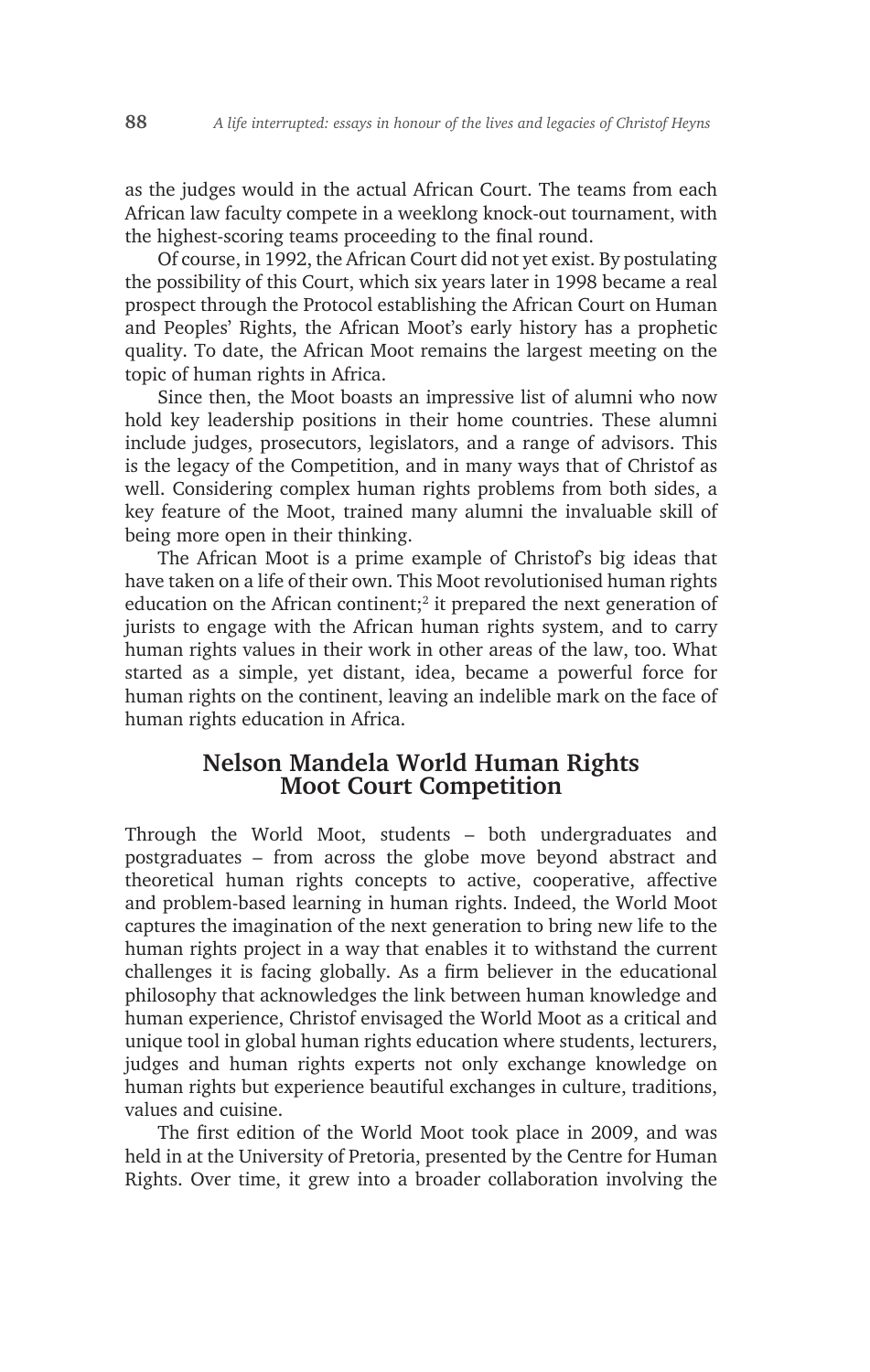as the judges would in the actual African Court. The teams from each African law faculty compete in a weeklong knock-out tournament, with the highest-scoring teams proceeding to the final round.

Of course, in 1992, the African Court did not yet exist. By postulating the possibility of this Court, which six years later in 1998 became a real prospect through the Protocol establishing the African Court on Human and Peoples' Rights, the African Moot's early history has a prophetic quality. To date, the African Moot remains the largest meeting on the topic of human rights in Africa.

Since then, the Moot boasts an impressive list of alumni who now hold key leadership positions in their home countries. These alumni include judges, prosecutors, legislators, and a range of advisors. This is the legacy of the Competition, and in many ways that of Christof as well. Considering complex human rights problems from both sides, a key feature of the Moot, trained many alumni the invaluable skill of being more open in their thinking.

The African Moot is a prime example of Christof's big ideas that have taken on a life of their own. This Moot revolutionised human rights education on the African continent;[2] it prepared the next generation of jurists to engage with the African human rights system, and to carry human rights values in their work in other areas of the law, too. What started as a simple, yet distant, idea, became a powerful force for human rights on the continent, leaving an indelible mark on the face of human rights education in Africa.

## Nelson Mandela World Human Rights Moot Court Competition

Through the World Moot, students – both undergraduates and postgraduates – from across the globe move beyond abstract and theoretical human rights concepts to active, cooperative, affective and problem-based learning in human rights. Indeed, the World Moot captures the imagination of the next generation to bring new life to the human rights project in a way that enables it to withstand the current challenges it is facing globally. As a firm believer in the educational philosophy that acknowledges the link between human knowledge and human experience, Christof envisaged the World Moot as a critical and unique tool in global human rights education where students, lecturers, judges and human rights experts not only exchange knowledge on human rights but experience beautiful exchanges in culture, traditions, values and cuisine.

The first edition of the World Moot took place in 2009, and was held in at the University of Pretoria, presented by the Centre for Human Rights. Over time, it grew into a broader collaboration involving the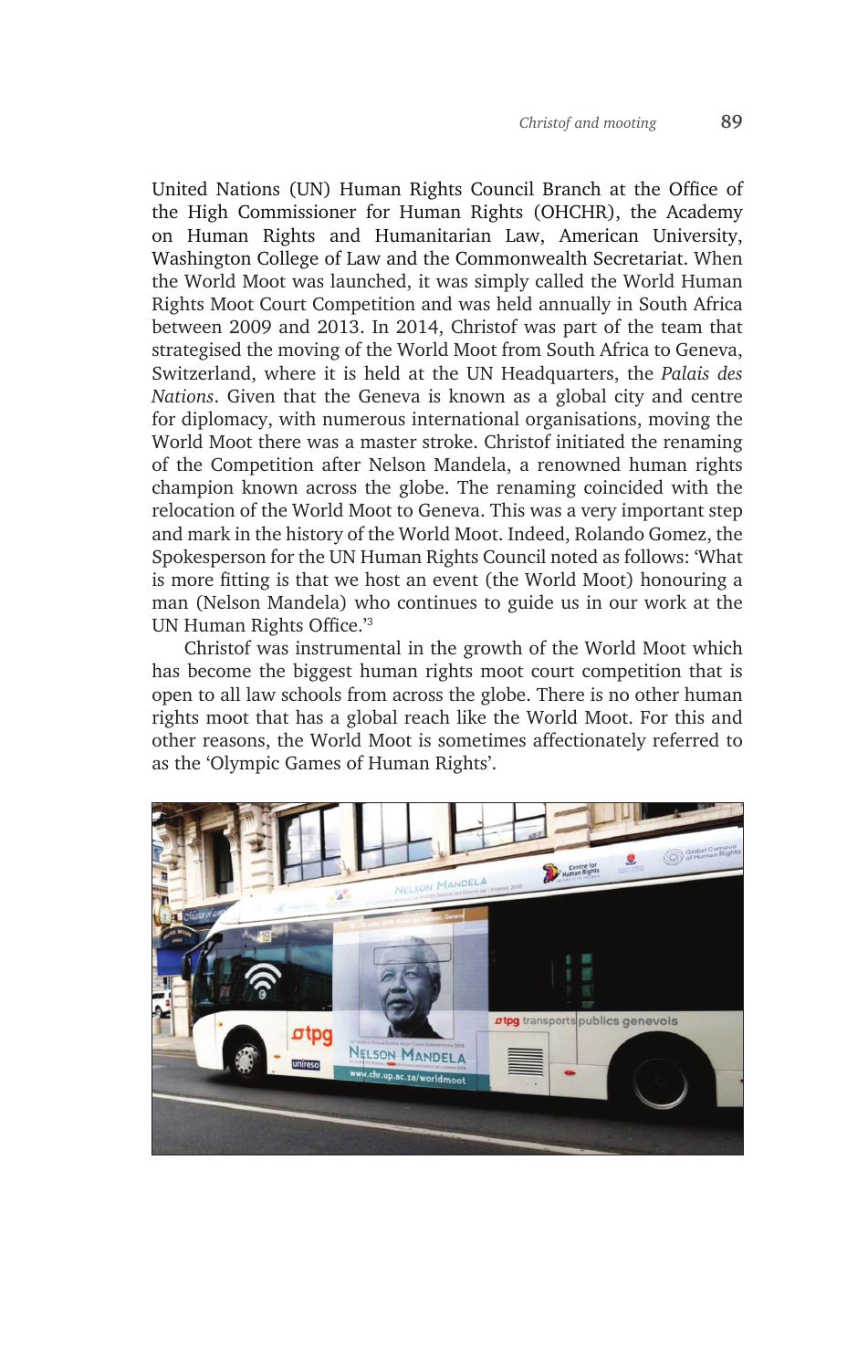United Nations (UN) Human Rights Council Branch at the Office of the High Commissioner for Human Rights (OHCHR), the Academy on Human Rights and Humanitarian Law, American University, Washington College of Law and the Commonwealth Secretariat. When the World Moot was launched, it was simply called the World Human Rights Moot Court Competition and was held annually in South Africa between 2009 and 2013. In 2014, Christof was part of the team that strategised the moving of the World Moot from South Africa to Geneva, Switzerland, where it is held at the UN Headquarters, the *Palais des Nations*. Given that the Geneva is known as a global city and centre for diplomacy, with numerous international organisations, moving the World Moot there was a master stroke. Christof initiated the renaming of the Competition after Nelson Mandela, a renowned human rights champion known across the globe. The renaming coincided with the relocation of the World Moot to Geneva. This was a very important step and mark in the history of the World Moot. Indeed, Rolando Gomez, the Spokesperson for the UN Human Rights Council noted as follows: 'What is more fitting is that we host an event (the World Moot) honouring a man (Nelson Mandela) who continues to guide us in our work at the UN Human Rights Office.'[3]

Christof was instrumental in the growth of the World Moot which has become the biggest human rights moot court competition that is open to all law schools from across the globe. There is no other human rights moot that has a global reach like the World Moot. For this and other reasons, the World Moot is sometimes affectionately referred to as the 'Olympic Games of Human Rights'.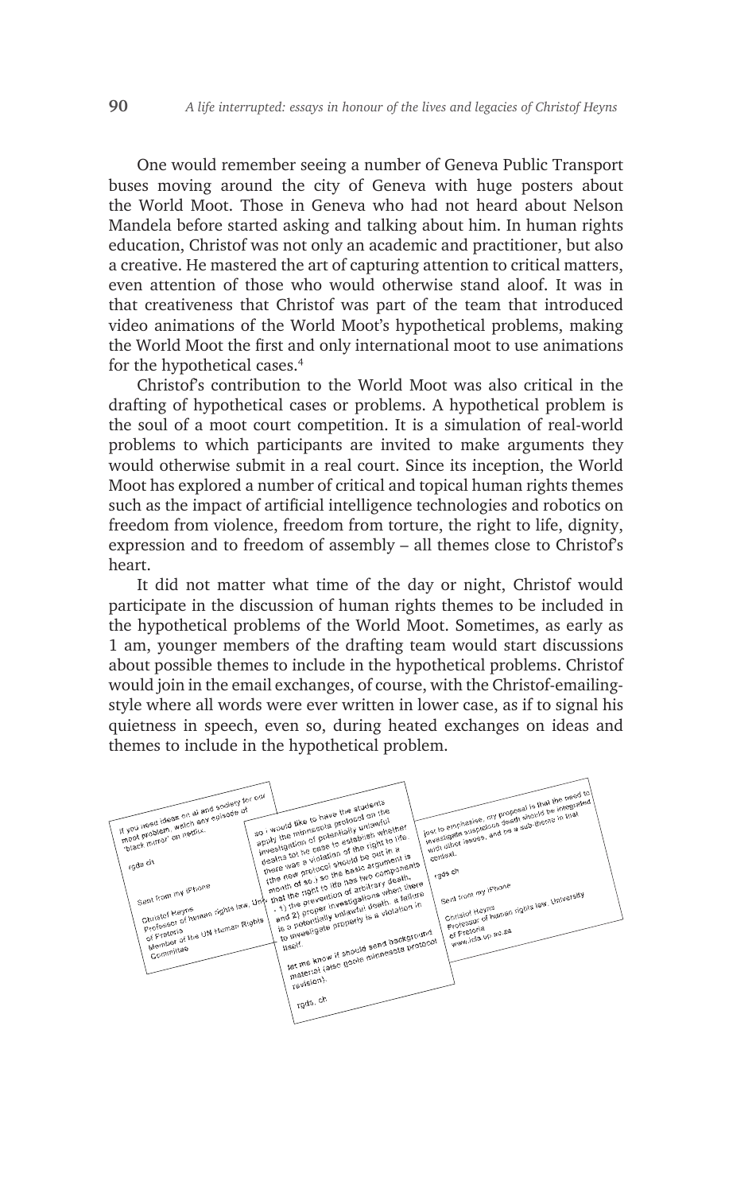One would remember seeing a number of Geneva Public Transport buses moving around the city of Geneva with huge posters about the World Moot. Those in Geneva who had not heard about Nelson Mandela before started asking and talking about him. In human rights education, Christof was not only an academic and practitioner, but also a creative. He mastered the art of capturing attention to critical matters, even attention of those who would otherwise stand aloof. It was in that creativeness that Christof was part of the team that introduced video animations of the World Moot's hypothetical problems, making the World Moot the first and only international moot to use animations for the hypothetical cases.[4]

Christof's contribution to the World Moot was also critical in the drafting of hypothetical cases or problems. A hypothetical problem is the soul of a moot court competition. It is a simulation of real-world problems to which participants are invited to make arguments they would otherwise submit in a real court. Since its inception, the World Moot has explored a number of critical and topical human rights themes such as the impact of artificial intelligence technologies and robotics on freedom from violence, freedom from torture, the right to life, dignity, expression and to freedom of assembly – all themes close to Christof's heart.

It did not matter what time of the day or night, Christof would participate in the discussion of human rights themes to be included in the hypothetical problems of the World Moot. Sometimes, as early as 1 am, younger members of the drafting team would start discussions about possible themes to include in the hypothetical problems. Christof would join in the email exchanges, of course, with the Christof-emailing-style where all words were ever written in lower case, as if to signal his quietness in speech, even so, during heated exchanges on ideas and themes to include in the hypothetical problem.

if you need ideas on ai and society for our moot problem, watch any episode of "black mirror" on netflix.

rgds ch

Sent from my iPhone

Christof Heyns
Professor of human rights law, University of Pretoria
Member of the UN Human Rights Committee

so i would like to have the students apply the minnesota protocol on the investigation of potentially unlawful deaths ... to be case to establish whether there was a violation of the right to life. (the new protocol should be out in a month of so.) so the basic argument is that the right to life has two components - 1) the prevention of arbitrary death, and 2) proper investigations when there is a potentially unlawful death. a failure to investigate properly is a violation in itself.

let me know if should send background material (also google minnesota protocol revision).

rgds, ch

jsut to emphasise, my proposal is that the need to investigate suspicious death should be integrated with other issues, and be a sub-theme in that context.

rgds ch

Sent from my iPhone

Christof Heyns
Professor of human rights law, University of Pretoria
www.icla.up.ac.za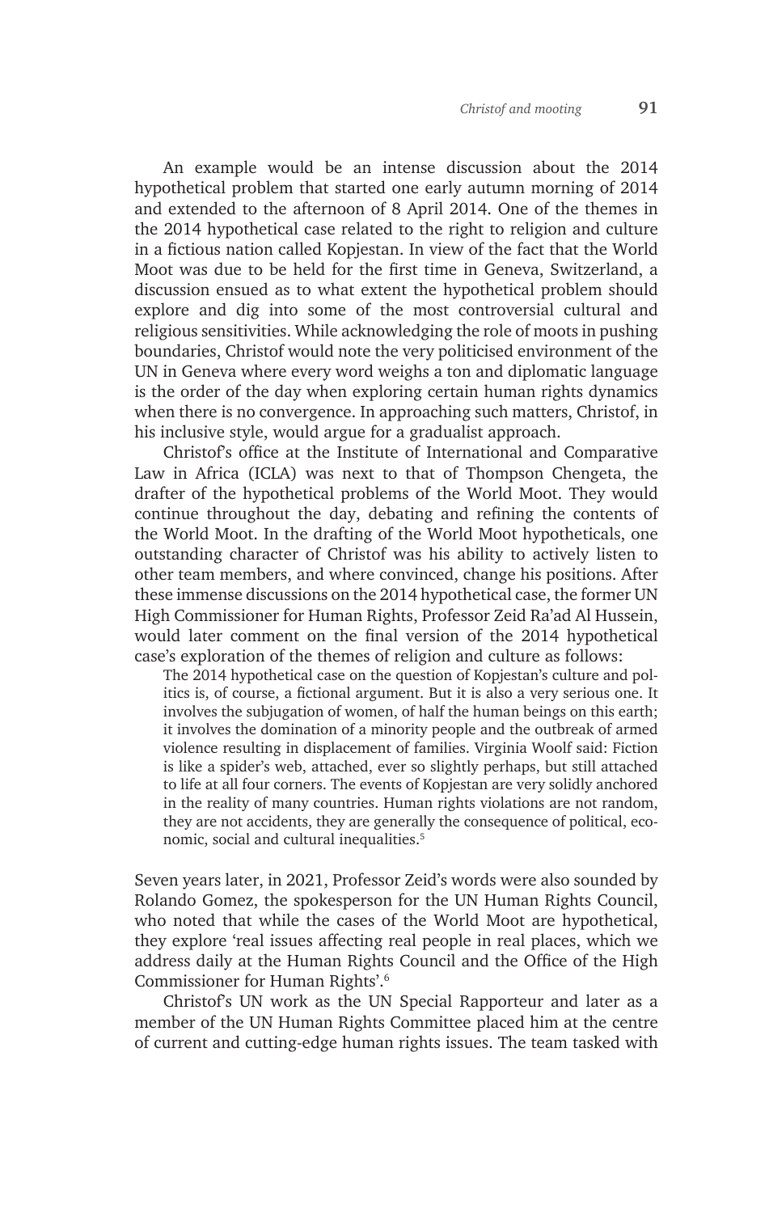An example would be an intense discussion about the 2014 hypothetical problem that started one early autumn morning of 2014 and extended to the afternoon of 8 April 2014. One of the themes in the 2014 hypothetical case related to the right to religion and culture in a fictious nation called Kopjestan. In view of the fact that the World Moot was due to be held for the first time in Geneva, Switzerland, a discussion ensued as to what extent the hypothetical problem should explore and dig into some of the most controversial cultural and religious sensitivities. While acknowledging the role of moots in pushing boundaries, Christof would note the very politicised environment of the UN in Geneva where every word weighs a ton and diplomatic language is the order of the day when exploring certain human rights dynamics when there is no convergence. In approaching such matters, Christof, in his inclusive style, would argue for a gradualist approach.

Christof's office at the Institute of International and Comparative Law in Africa (ICLA) was next to that of Thompson Chengeta, the drafter of the hypothetical problems of the World Moot. They would continue throughout the day, debating and refining the contents of the World Moot. In the drafting of the World Moot hypotheticals, one outstanding character of Christof was his ability to actively listen to other team members, and where convinced, change his positions. After these immense discussions on the 2014 hypothetical case, the former UN High Commissioner for Human Rights, Professor Zeid Ra'ad Al Hussein, would later comment on the final version of the 2014 hypothetical case's exploration of the themes of religion and culture as follows:

> The 2014 hypothetical case on the question of Kopjestan's culture and politics is, of course, a fictional argument. But it is also a very serious one. It involves the subjugation of women, of half the human beings on this earth; it involves the domination of a minority people and the outbreak of armed violence resulting in displacement of families. Virginia Woolf said: Fiction is like a spider's web, attached, ever so slightly perhaps, but still attached to life at all four corners. The events of Kopjestan are very solidly anchored in the reality of many countries. Human rights violations are not random, they are not accidents, they are generally the consequence of political, economic, social and cultural inequalities.[5]

Seven years later, in 2021, Professor Zeid's words were also sounded by Rolando Gomez, the spokesperson for the UN Human Rights Council, who noted that while the cases of the World Moot are hypothetical, they explore 'real issues affecting real people in real places, which we address daily at the Human Rights Council and the Office of the High Commissioner for Human Rights'.[6]

Christof's UN work as the UN Special Rapporteur and later as a member of the UN Human Rights Committee placed him at the centre of current and cutting-edge human rights issues. The team tasked with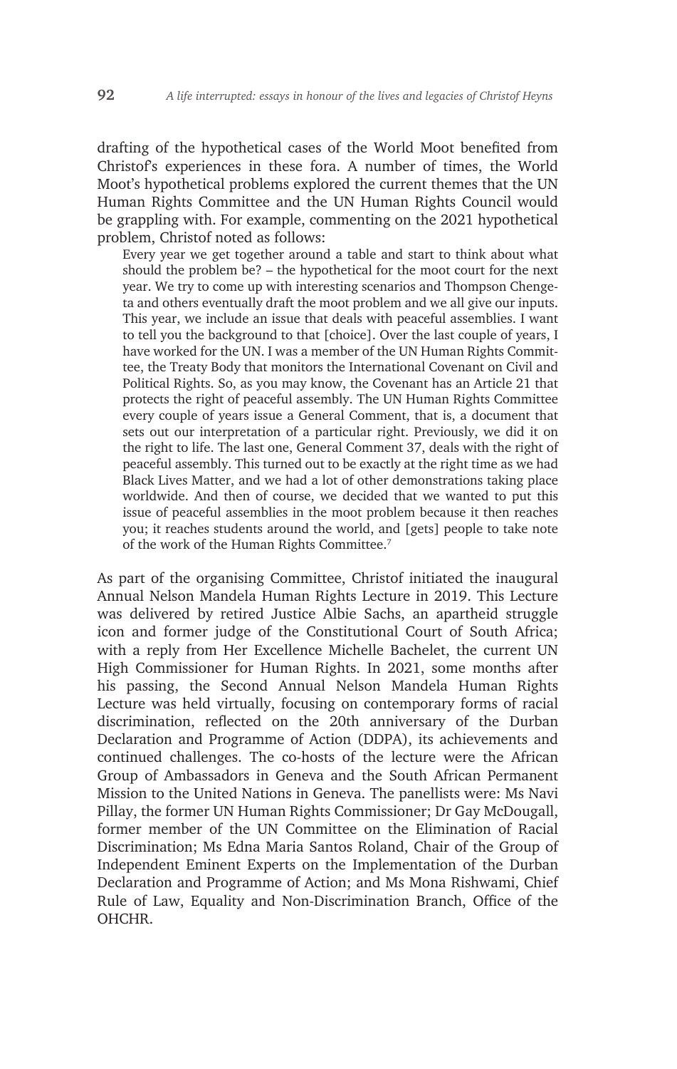drafting of the hypothetical cases of the World Moot benefited from Christof's experiences in these fora. A number of times, the World Moot's hypothetical problems explored the current themes that the UN Human Rights Committee and the UN Human Rights Council would be grappling with. For example, commenting on the 2021 hypothetical problem, Christof noted as follows:

> Every year we get together around a table and start to think about what should the problem be? – the hypothetical for the moot court for the next year. We try to come up with interesting scenarios and Thompson Chengeta and others eventually draft the moot problem and we all give our inputs. This year, we include an issue that deals with peaceful assemblies. I want to tell you the background to that [choice]. Over the last couple of years, I have worked for the UN. I was a member of the UN Human Rights Committee, the Treaty Body that monitors the International Covenant on Civil and Political Rights. So, as you may know, the Covenant has an Article 21 that protects the right of peaceful assembly. The UN Human Rights Committee every couple of years issue a General Comment, that is, a document that sets out our interpretation of a particular right. Previously, we did it on the right to life. The last one, General Comment 37, deals with the right of peaceful assembly. This turned out to be exactly at the right time as we had Black Lives Matter, and we had a lot of other demonstrations taking place worldwide. And then of course, we decided that we wanted to put this issue of peaceful assemblies in the moot problem because it then reaches you; it reaches students around the world, and [gets] people to take note of the work of the Human Rights Committee.[7]

As part of the organising Committee, Christof initiated the inaugural Annual Nelson Mandela Human Rights Lecture in 2019. This Lecture was delivered by retired Justice Albie Sachs, an apartheid struggle icon and former judge of the Constitutional Court of South Africa; with a reply from Her Excellence Michelle Bachelet, the current UN High Commissioner for Human Rights. In 2021, some months after his passing, the Second Annual Nelson Mandela Human Rights Lecture was held virtually, focusing on contemporary forms of racial discrimination, reflected on the 20th anniversary of the Durban Declaration and Programme of Action (DDPA), its achievements and continued challenges. The co-hosts of the lecture were the African Group of Ambassadors in Geneva and the South African Permanent Mission to the United Nations in Geneva. The panellists were: Ms Navi Pillay, the former UN Human Rights Commissioner; Dr Gay McDougall, former member of the UN Committee on the Elimination of Racial Discrimination; Ms Edna Maria Santos Roland, Chair of the Group of Independent Eminent Experts on the Implementation of the Durban Declaration and Programme of Action; and Ms Mona Rishwami, Chief Rule of Law, Equality and Non-Discrimination Branch, Office of the OHCHR.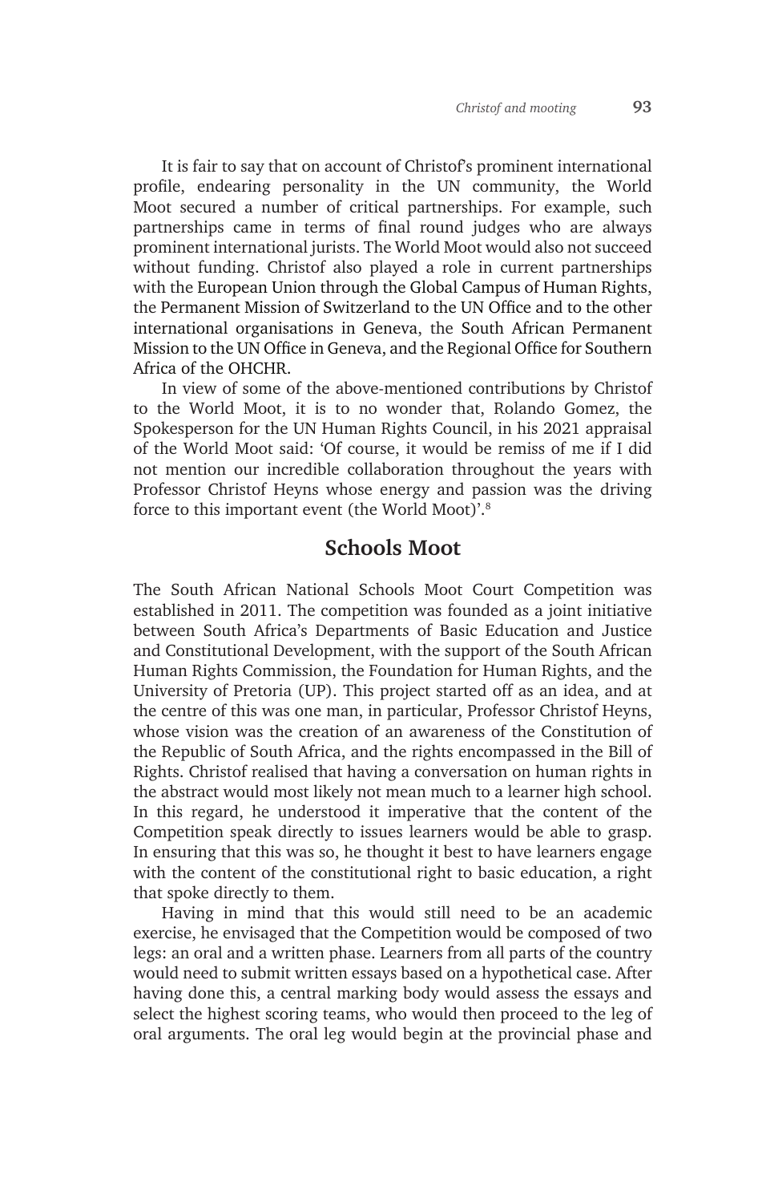It is fair to say that on account of Christof's prominent international profile, endearing personality in the UN community, the World Moot secured a number of critical partnerships. For example, such partnerships came in terms of final round judges who are always prominent international jurists. The World Moot would also not succeed without funding. Christof also played a role in current partnerships with the European Union through the Global Campus of Human Rights, the Permanent Mission of Switzerland to the UN Office and to the other international organisations in Geneva, the South African Permanent Mission to the UN Office in Geneva, and the Regional Office for Southern Africa of the OHCHR.

In view of some of the above-mentioned contributions by Christof to the World Moot, it is to no wonder that, Rolando Gomez, the Spokesperson for the UN Human Rights Council, in his 2021 appraisal of the World Moot said: 'Of course, it would be remiss of me if I did not mention our incredible collaboration throughout the years with Professor Christof Heyns whose energy and passion was the driving force to this important event (the World Moot)'.[8]

## Schools Moot

The South African National Schools Moot Court Competition was established in 2011. The competition was founded as a joint initiative between South Africa's Departments of Basic Education and Justice and Constitutional Development, with the support of the South African Human Rights Commission, the Foundation for Human Rights, and the University of Pretoria (UP). This project started off as an idea, and at the centre of this was one man, in particular, Professor Christof Heyns, whose vision was the creation of an awareness of the Constitution of the Republic of South Africa, and the rights encompassed in the Bill of Rights. Christof realised that having a conversation on human rights in the abstract would most likely not mean much to a learner high school. In this regard, he understood it imperative that the content of the Competition speak directly to issues learners would be able to grasp. In ensuring that this was so, he thought it best to have learners engage with the content of the constitutional right to basic education, a right that spoke directly to them.

Having in mind that this would still need to be an academic exercise, he envisaged that the Competition would be composed of two legs: an oral and a written phase. Learners from all parts of the country would need to submit written essays based on a hypothetical case. After having done this, a central marking body would assess the essays and select the highest scoring teams, who would then proceed to the leg of oral arguments. The oral leg would begin at the provincial phase and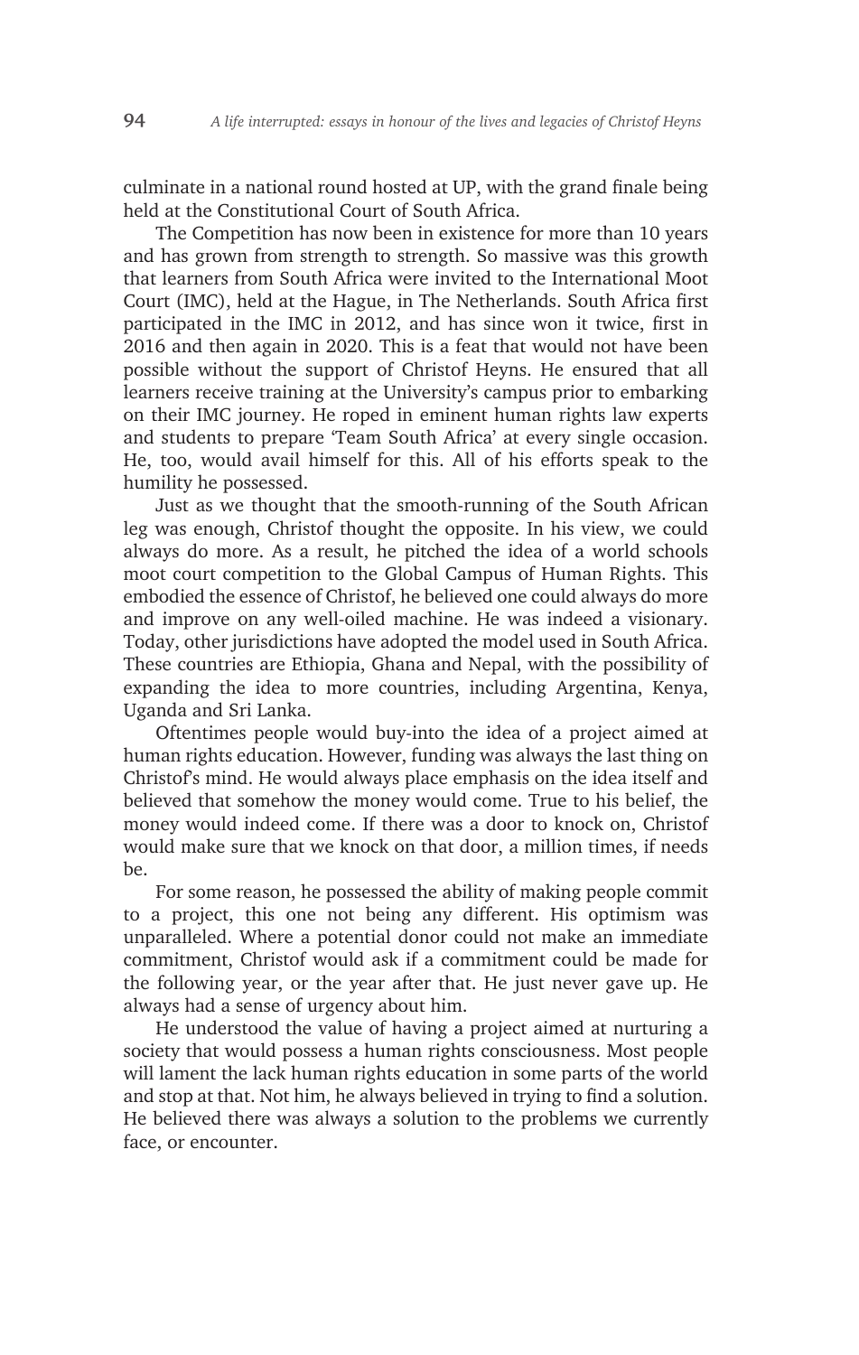culminate in a national round hosted at UP, with the grand finale being held at the Constitutional Court of South Africa.

The Competition has now been in existence for more than 10 years and has grown from strength to strength. So massive was this growth that learners from South Africa were invited to the International Moot Court (IMC), held at the Hague, in The Netherlands. South Africa first participated in the IMC in 2012, and has since won it twice, first in 2016 and then again in 2020. This is a feat that would not have been possible without the support of Christof Heyns. He ensured that all learners receive training at the University's campus prior to embarking on their IMC journey. He roped in eminent human rights law experts and students to prepare 'Team South Africa' at every single occasion. He, too, would avail himself for this. All of his efforts speak to the humility he possessed.

Just as we thought that the smooth-running of the South African leg was enough, Christof thought the opposite. In his view, we could always do more. As a result, he pitched the idea of a world schools moot court competition to the Global Campus of Human Rights. This embodied the essence of Christof, he believed one could always do more and improve on any well-oiled machine. He was indeed a visionary. Today, other jurisdictions have adopted the model used in South Africa. These countries are Ethiopia, Ghana and Nepal, with the possibility of expanding the idea to more countries, including Argentina, Kenya, Uganda and Sri Lanka.

Oftentimes people would buy-into the idea of a project aimed at human rights education. However, funding was always the last thing on Christof's mind. He would always place emphasis on the idea itself and believed that somehow the money would come. True to his belief, the money would indeed come. If there was a door to knock on, Christof would make sure that we knock on that door, a million times, if needs be.

For some reason, he possessed the ability of making people commit to a project, this one not being any different. His optimism was unparalleled. Where a potential donor could not make an immediate commitment, Christof would ask if a commitment could be made for the following year, or the year after that. He just never gave up. He always had a sense of urgency about him.

He understood the value of having a project aimed at nurturing a society that would possess a human rights consciousness. Most people will lament the lack human rights education in some parts of the world and stop at that. Not him, he always believed in trying to find a solution. He believed there was always a solution to the problems we currently face, or encounter.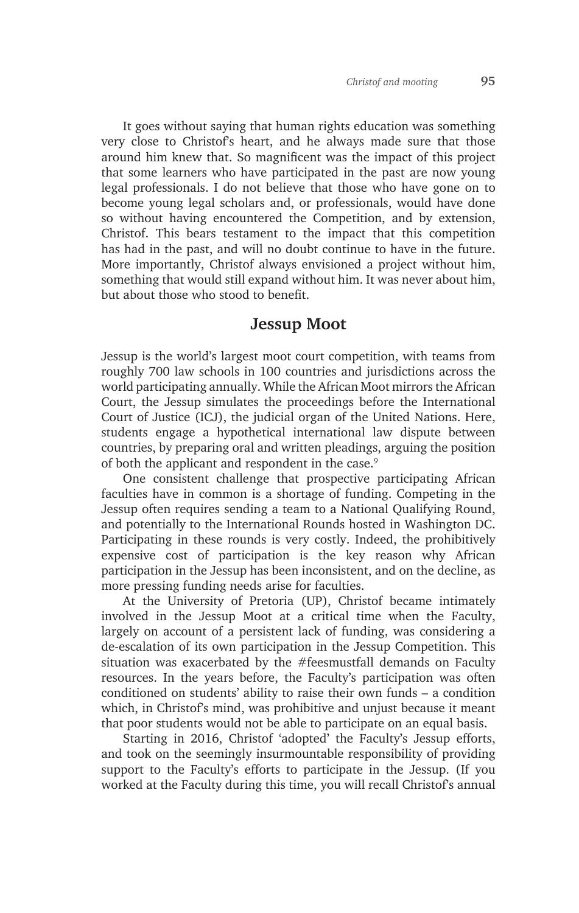It goes without saying that human rights education was something very close to Christof's heart, and he always made sure that those around him knew that. So magnificent was the impact of this project that some learners who have participated in the past are now young legal professionals. I do not believe that those who have gone on to become young legal scholars and, or professionals, would have done so without having encountered the Competition, and by extension, Christof. This bears testament to the impact that this competition has had in the past, and will no doubt continue to have in the future. More importantly, Christof always envisioned a project without him, something that would still expand without him. It was never about him, but about those who stood to benefit.

## Jessup Moot

Jessup is the world's largest moot court competition, with teams from roughly 700 law schools in 100 countries and jurisdictions across the world participating annually. While the African Moot mirrors the African Court, the Jessup simulates the proceedings before the International Court of Justice (ICJ), the judicial organ of the United Nations. Here, students engage a hypothetical international law dispute between countries, by preparing oral and written pleadings, arguing the position of both the applicant and respondent in the case.[9]

One consistent challenge that prospective participating African faculties have in common is a shortage of funding. Competing in the Jessup often requires sending a team to a National Qualifying Round, and potentially to the International Rounds hosted in Washington DC. Participating in these rounds is very costly. Indeed, the prohibitively expensive cost of participation is the key reason why African participation in the Jessup has been inconsistent, and on the decline, as more pressing funding needs arise for faculties.

At the University of Pretoria (UP), Christof became intimately involved in the Jessup Moot at a critical time when the Faculty, largely on account of a persistent lack of funding, was considering a de-escalation of its own participation in the Jessup Competition. This situation was exacerbated by the #feesmustfall demands on Faculty resources. In the years before, the Faculty's participation was often conditioned on students' ability to raise their own funds – a condition which, in Christof's mind, was prohibitive and unjust because it meant that poor students would not be able to participate on an equal basis.

Starting in 2016, Christof 'adopted' the Faculty's Jessup efforts, and took on the seemingly insurmountable responsibility of providing support to the Faculty's efforts to participate in the Jessup. (If you worked at the Faculty during this time, you will recall Christof's annual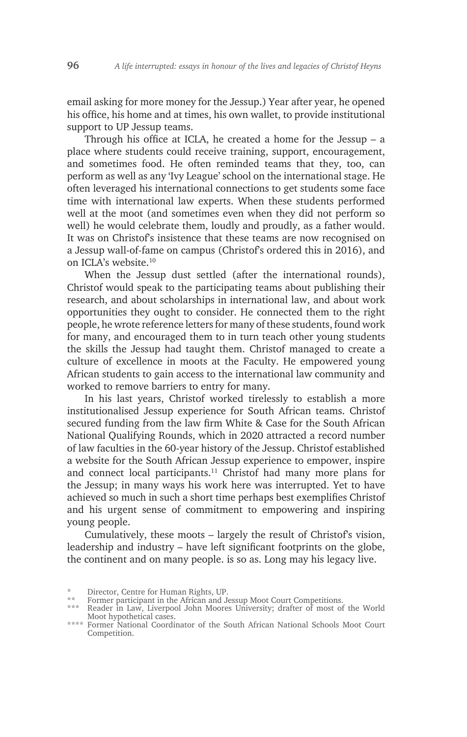email asking for more money for the Jessup.) Year after year, he opened his office, his home and at times, his own wallet, to provide institutional support to UP Jessup teams.

Through his office at ICLA, he created a home for the Jessup – a place where students could receive training, support, encouragement, and sometimes food. He often reminded teams that they, too, can perform as well as any 'Ivy League' school on the international stage. He often leveraged his international connections to get students some face time with international law experts. When these students performed well at the moot (and sometimes even when they did not perform so well) he would celebrate them, loudly and proudly, as a father would. It was on Christof's insistence that these teams are now recognised on a Jessup wall-of-fame on campus (Christof's ordered this in 2016), and on ICLA's website.[10]

When the Jessup dust settled (after the international rounds), Christof would speak to the participating teams about publishing their research, and about scholarships in international law, and about work opportunities they ought to consider. He connected them to the right people, he wrote reference letters for many of these students, found work for many, and encouraged them to in turn teach other young students the skills the Jessup had taught them. Christof managed to create a culture of excellence in moots at the Faculty. He empowered young African students to gain access to the international law community and worked to remove barriers to entry for many.

In his last years, Christof worked tirelessly to establish a more institutionalised Jessup experience for South African teams. Christof secured funding from the law firm White & Case for the South African National Qualifying Rounds, which in 2020 attracted a record number of law faculties in the 60-year history of the Jessup. Christof established a website for the South African Jessup experience to empower, inspire and connect local participants.[11] Christof had many more plans for the Jessup; in many ways his work here was interrupted. Yet to have achieved so much in such a short time perhaps best exemplifies Christof and his urgent sense of commitment to empowering and inspiring young people.

Cumulatively, these moots – largely the result of Christof's vision, leadership and industry – have left significant footprints on the globe, the continent and on many people. is so as. Long may his legacy live.

---

\* Director, Centre for Human Rights, UP.

\*\* Former participant in the African and Jessup Moot Court Competitions.

\*\*\* Reader in Law, Liverpool John Moores University; drafter of most of the World Moot hypothetical cases.

\*\*\*\* Former National Coordinator of the South African National Schools Moot Court Competition.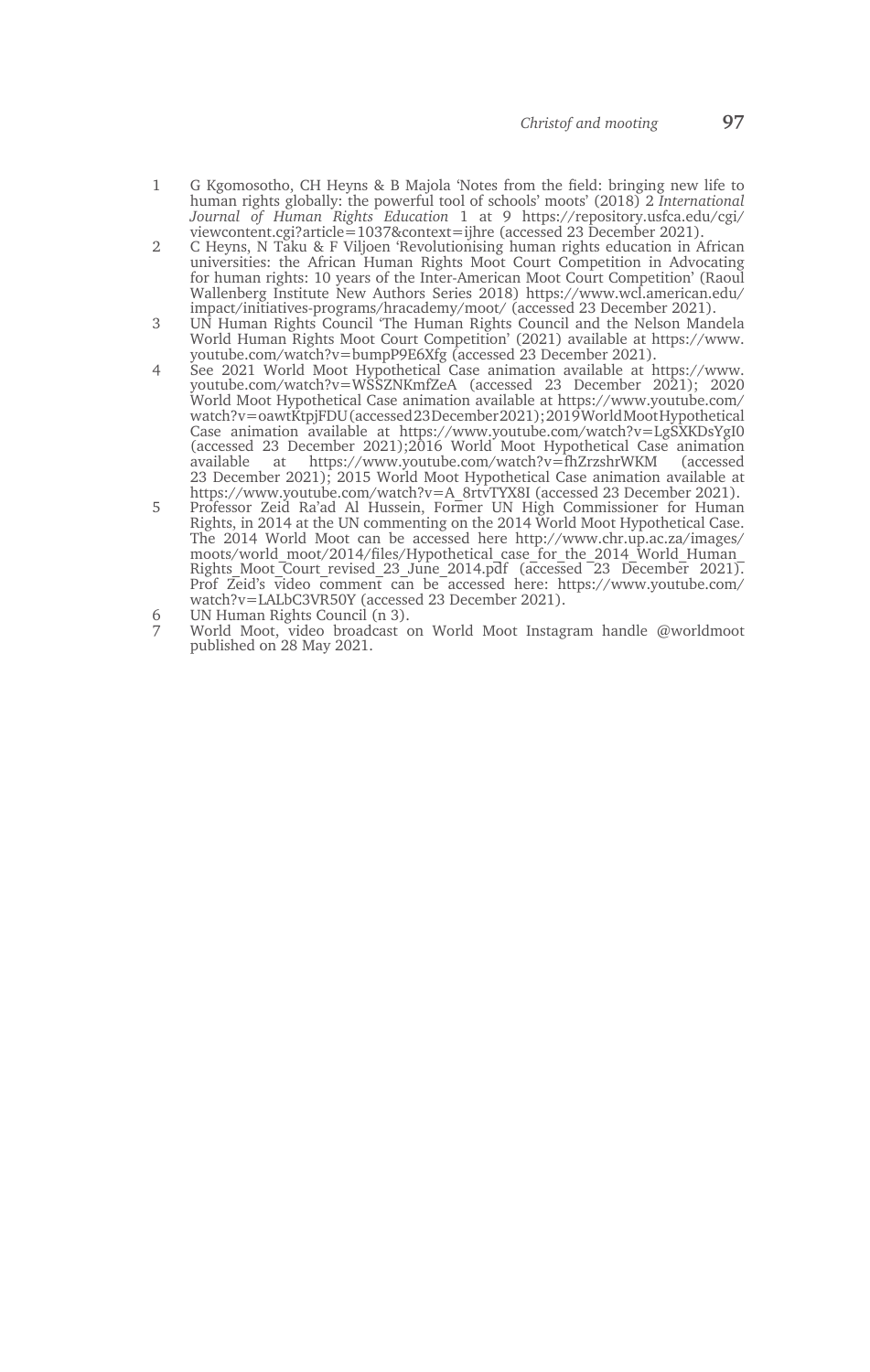1 G Kgomosotho, CH Heyns & B Majola 'Notes from the field: bringing new life to human rights globally: the powerful tool of schools' moots' (2018) 2 *International Journal of Human Rights Education* 1 at 9 https://repository.usfca.edu/cgi/viewcontent.cgi?article=1037&context=ijhre (accessed 23 December 2021).

2 C Heyns, N Taku & F Viljoen 'Revolutionising human rights education in African universities: the African Human Rights Moot Court Competition in Advocating for human rights: 10 years of the Inter-American Moot Court Competition' (Raoul Wallenberg Institute New Authors Series 2018) https://www.wcl.american.edu/impact/initiatives-programs/hracademy/moot/ (accessed 23 December 2021).

3 UN Human Rights Council 'The Human Rights Council and the Nelson Mandela World Human Rights Moot Court Competition' (2021) available at https://www.youtube.com/watch?v=bumpP9E6Xfg (accessed 23 December 2021).

4 See 2021 World Moot Hypothetical Case animation available at https://www.youtube.com/watch?v=WSSZNKmfZeA (accessed 23 December 2021); 2020 World Moot Hypothetical Case animation available at https://www.youtube.com/watch?v=oawtKtpjFDU(accessed23December2021);2019WorldMootHypothetical Case animation available at https://www.youtube.com/watch?v=LgSXKDsYgI0 (accessed 23 December 2021);2016 World Moot Hypothetical Case animation available at https://www.youtube.com/watch?v=fhZrzshrWKM (accessed 23 December 2021); 2015 World Moot Hypothetical Case animation available at https://www.youtube.com/watch?v=A_8rtvTYX8I (accessed 23 December 2021).

5 Professor Zeid Ra'ad Al Hussein, Former UN High Commissioner for Human Rights, in 2014 at the UN commenting on the 2014 World Moot Hypothetical Case. The 2014 World Moot can be accessed here http://www.chr.up.ac.za/images/moots/world_moot/2014/files/Hypothetical_case_for_the_2014_World_Human_Rights_Moot_Court_revised_23_June_2014.pdf (accessed 23 December 2021). Prof Zeid's video comment can be accessed here: https://www.youtube.com/watch?v=LALbC3VR50Y (accessed 23 December 2021).

6 UN Human Rights Council (n 3).

7 World Moot, video broadcast on World Moot Instagram handle @worldmoot published on 28 May 2021.